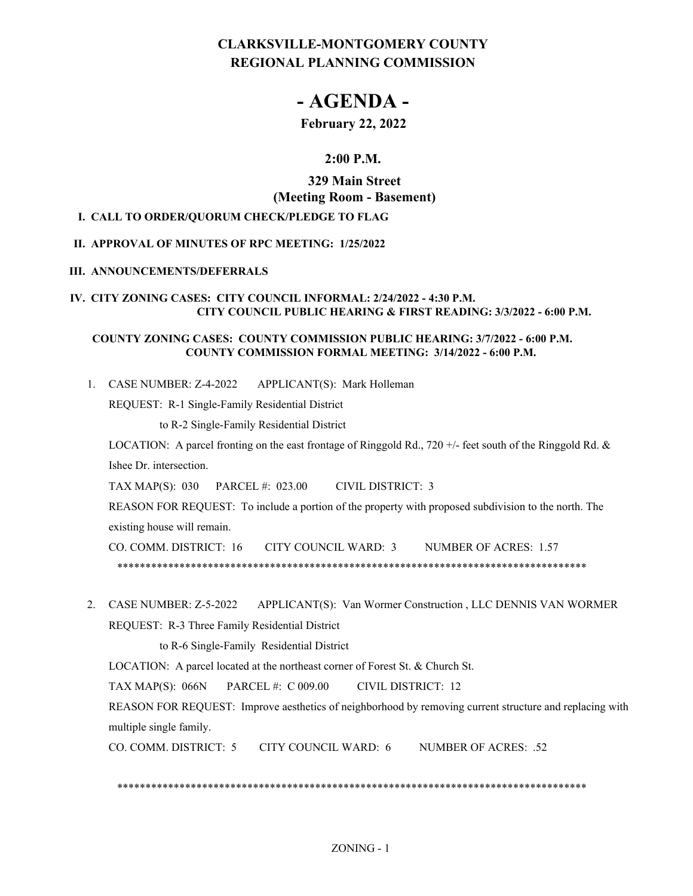# CLARKSVILLE-MONTGOMERY COUNTY
# REGIONAL PLANNING COMMISSION

# - AGENDA -

**February 22, 2022**

**2:00 P.M.**

**329 Main Street**
**(Meeting Room - Basement)**

**I. CALL TO ORDER/QUORUM CHECK/PLEDGE TO FLAG**

**II. APPROVAL OF MINUTES OF RPC MEETING: 1/25/2022**

**III. ANNOUNCEMENTS/DEFERRALS**

**IV. CITY ZONING CASES: CITY COUNCIL INFORMAL: 2/24/2022 - 4:30 P.M.**
**CITY COUNCIL PUBLIC HEARING & FIRST READING: 3/3/2022 - 6:00 P.M.**

**COUNTY ZONING CASES: COUNTY COMMISSION PUBLIC HEARING: 3/7/2022 - 6:00 P.M.**
**COUNTY COMMISSION FORMAL MEETING: 3/14/2022 - 6:00 P.M.**

1. CASE NUMBER: Z-4-2022 APPLICANT(S): Mark Holleman

   REQUEST: R-1 Single-Family Residential District

   to R-2 Single-Family Residential District

   LOCATION: A parcel fronting on the east frontage of Ringgold Rd., 720 +/- feet south of the Ringgold Rd. & Ishee Dr. intersection.

   TAX MAP(S): 030 PARCEL #: 023.00 CIVIL DISTRICT: 3

   REASON FOR REQUEST: To include a portion of the property with proposed subdivision to the north. The existing house will remain.

   CO. COMM. DISTRICT: 16 CITY COUNCIL WARD: 3 NUMBER OF ACRES: 1.57

   ************************************************************************************

2. CASE NUMBER: Z-5-2022 APPLICANT(S): Van Wormer Construction , LLC DENNIS VAN WORMER

   REQUEST: R-3 Three Family Residential District

   to R-6 Single-Family Residential District

   LOCATION: A parcel located at the northeast corner of Forest St. & Church St.

   TAX MAP(S): 066N PARCEL #: C 009.00 CIVIL DISTRICT: 12

   REASON FOR REQUEST: Improve aesthetics of neighborhood by removing current structure and replacing with multiple single family.

   CO. COMM. DISTRICT: 5 CITY COUNCIL WARD: 6 NUMBER OF ACRES: .52

   ************************************************************************************

ZONING - 1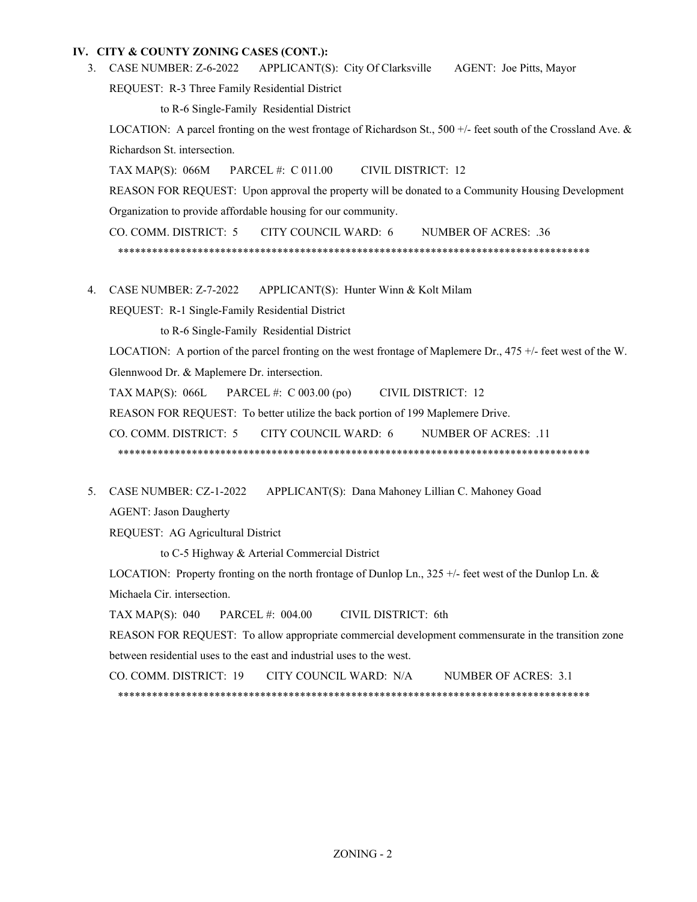## IV. CITY & COUNTY ZONING CASES (CONT.):

3. CASE NUMBER: Z-6-2022 APPLICANT(S): City Of Clarksville AGENT: Joe Pitts, Mayor

   REQUEST: R-3 Three Family Residential District

   to R-6 Single-Family Residential District

   LOCATION: A parcel fronting on the west frontage of Richardson St., 500 +/- feet south of the Crossland Ave. & Richardson St. intersection.

   TAX MAP(S): 066M PARCEL #: C 011.00 CIVIL DISTRICT: 12

   REASON FOR REQUEST: Upon approval the property will be donated to a Community Housing Development Organization to provide affordable housing for our community.

   CO. COMM. DISTRICT: 5 CITY COUNCIL WARD: 6 NUMBER OF ACRES: .36

   ************************************************************************************

4. CASE NUMBER: Z-7-2022 APPLICANT(S): Hunter Winn & Kolt Milam

   REQUEST: R-1 Single-Family Residential District

   to R-6 Single-Family Residential District

   LOCATION: A portion of the parcel fronting on the west frontage of Maplemere Dr., 475 +/- feet west of the W. Glennwood Dr. & Maplemere Dr. intersection.

   TAX MAP(S): 066L PARCEL #: C 003.00 (po) CIVIL DISTRICT: 12

   REASON FOR REQUEST: To better utilize the back portion of 199 Maplemere Drive.

   CO. COMM. DISTRICT: 5 CITY COUNCIL WARD: 6 NUMBER OF ACRES: .11

   ************************************************************************************

5. CASE NUMBER: CZ-1-2022 APPLICANT(S): Dana Mahoney Lillian C. Mahoney Goad

   AGENT: Jason Daugherty

   REQUEST: AG Agricultural District

   to C-5 Highway & Arterial Commercial District

   LOCATION: Property fronting on the north frontage of Dunlop Ln., 325 +/- feet west of the Dunlop Ln. & Michaela Cir. intersection.

   TAX MAP(S): 040 PARCEL #: 004.00 CIVIL DISTRICT: 6th

   REASON FOR REQUEST: To allow appropriate commercial development commensurate in the transition zone between residential uses to the east and industrial uses to the west.

   CO. COMM. DISTRICT: 19 CITY COUNCIL WARD: N/A NUMBER OF ACRES: 3.1

   ************************************************************************************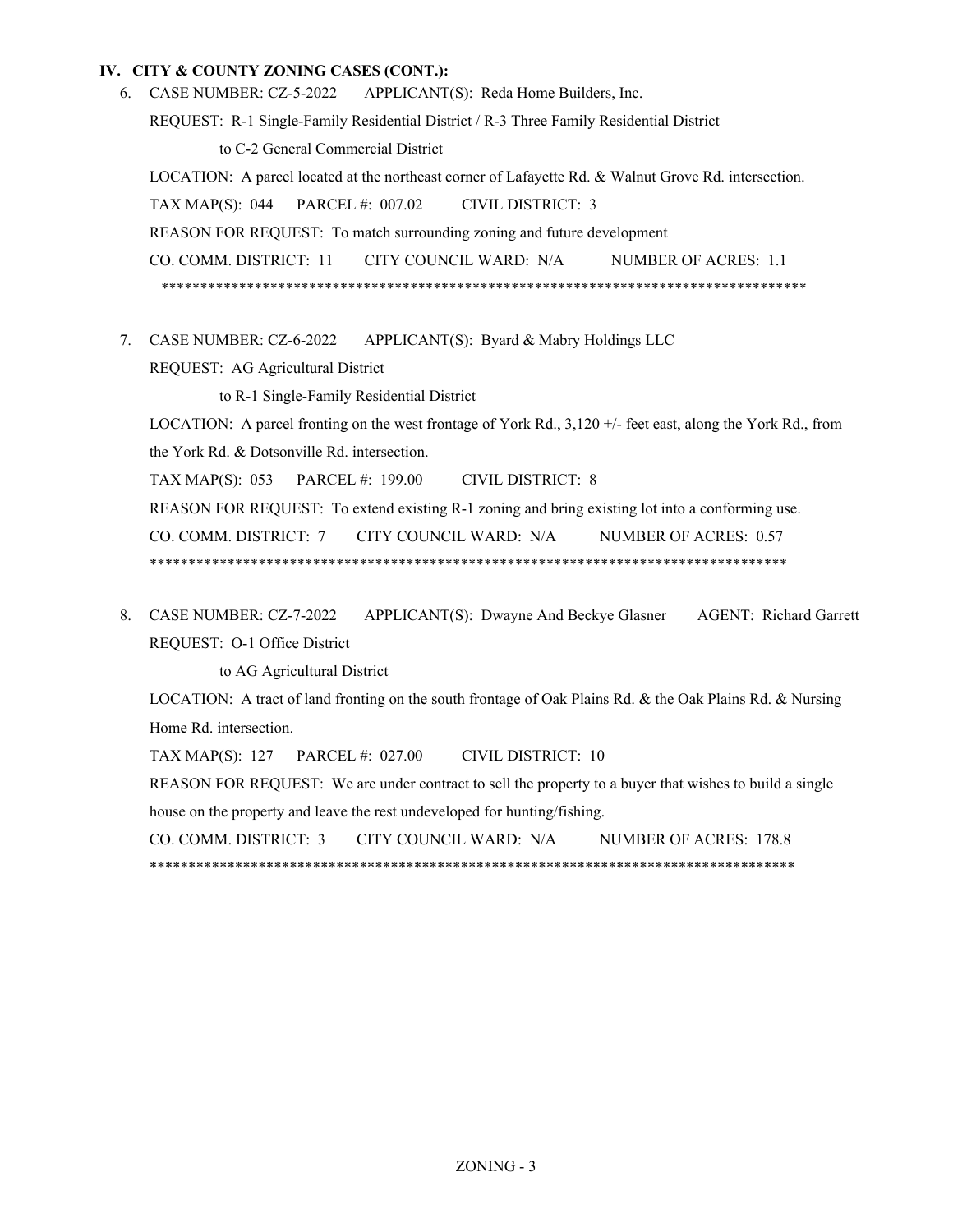## IV. CITY & COUNTY ZONING CASES (CONT.):

6. CASE NUMBER: CZ-5-2022 APPLICANT(S): Reda Home Builders, Inc.

   REQUEST: R-1 Single-Family Residential District / R-3 Three Family Residential District

   to C-2 General Commercial District

   LOCATION: A parcel located at the northeast corner of Lafayette Rd. & Walnut Grove Rd. intersection.

   TAX MAP(S): 044 PARCEL #: 007.02 CIVIL DISTRICT: 3

   REASON FOR REQUEST: To match surrounding zoning and future development

   CO. COMM. DISTRICT: 11 CITY COUNCIL WARD: N/A NUMBER OF ACRES: 1.1

   ************************************************************************************

7. CASE NUMBER: CZ-6-2022 APPLICANT(S): Byard & Mabry Holdings LLC

   REQUEST: AG Agricultural District

   to R-1 Single-Family Residential District

   LOCATION: A parcel fronting on the west frontage of York Rd., 3,120 +/- feet east, along the York Rd., from the York Rd. & Dotsonville Rd. intersection.

   TAX MAP(S): 053 PARCEL #: 199.00 CIVIL DISTRICT: 8

   REASON FOR REQUEST: To extend existing R-1 zoning and bring existing lot into a conforming use.

   CO. COMM. DISTRICT: 7 CITY COUNCIL WARD: N/A NUMBER OF ACRES: 0.57

   ************************************************************************************

8. CASE NUMBER: CZ-7-2022 APPLICANT(S): Dwayne And Beckye Glasner AGENT: Richard Garrett

   REQUEST: O-1 Office District

   to AG Agricultural District

   LOCATION: A tract of land fronting on the south frontage of Oak Plains Rd. & the Oak Plains Rd. & Nursing Home Rd. intersection.

   TAX MAP(S): 127 PARCEL #: 027.00 CIVIL DISTRICT: 10

   REASON FOR REQUEST: We are under contract to sell the property to a buyer that wishes to build a single house on the property and leave the rest undeveloped for hunting/fishing.

   CO. COMM. DISTRICT: 3 CITY COUNCIL WARD: N/A NUMBER OF ACRES: 178.8

   ************************************************************************************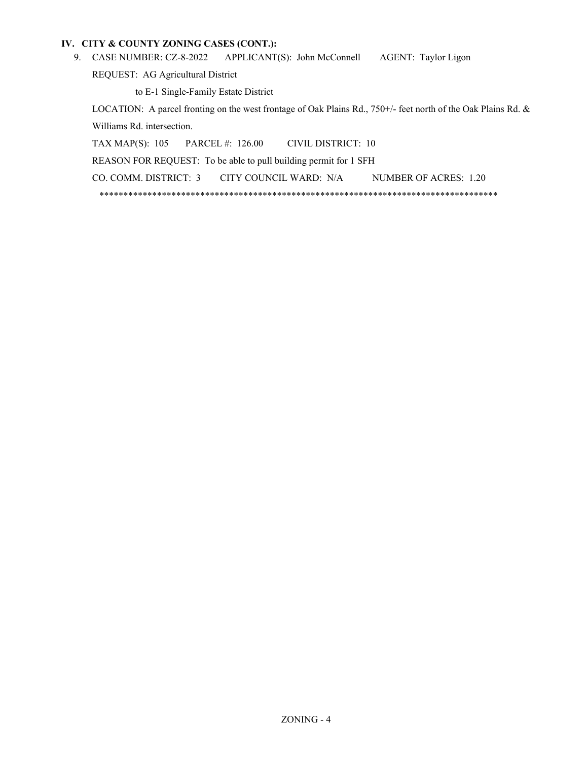## IV. CITY & COUNTY ZONING CASES (CONT.):

9. CASE NUMBER: CZ-8-2022 APPLICANT(S): John McConnell AGENT: Taylor Ligon

   REQUEST: AG Agricultural District

   to E-1 Single-Family Estate District

   LOCATION: A parcel fronting on the west frontage of Oak Plains Rd., 750+/- feet north of the Oak Plains Rd. & Williams Rd. intersection.

   TAX MAP(S): 105 PARCEL #: 126.00 CIVIL DISTRICT: 10

   REASON FOR REQUEST: To be able to pull building permit for 1 SFH

   CO. COMM. DISTRICT: 3 CITY COUNCIL WARD: N/A NUMBER OF ACRES: 1.20

   ***************************************************************************************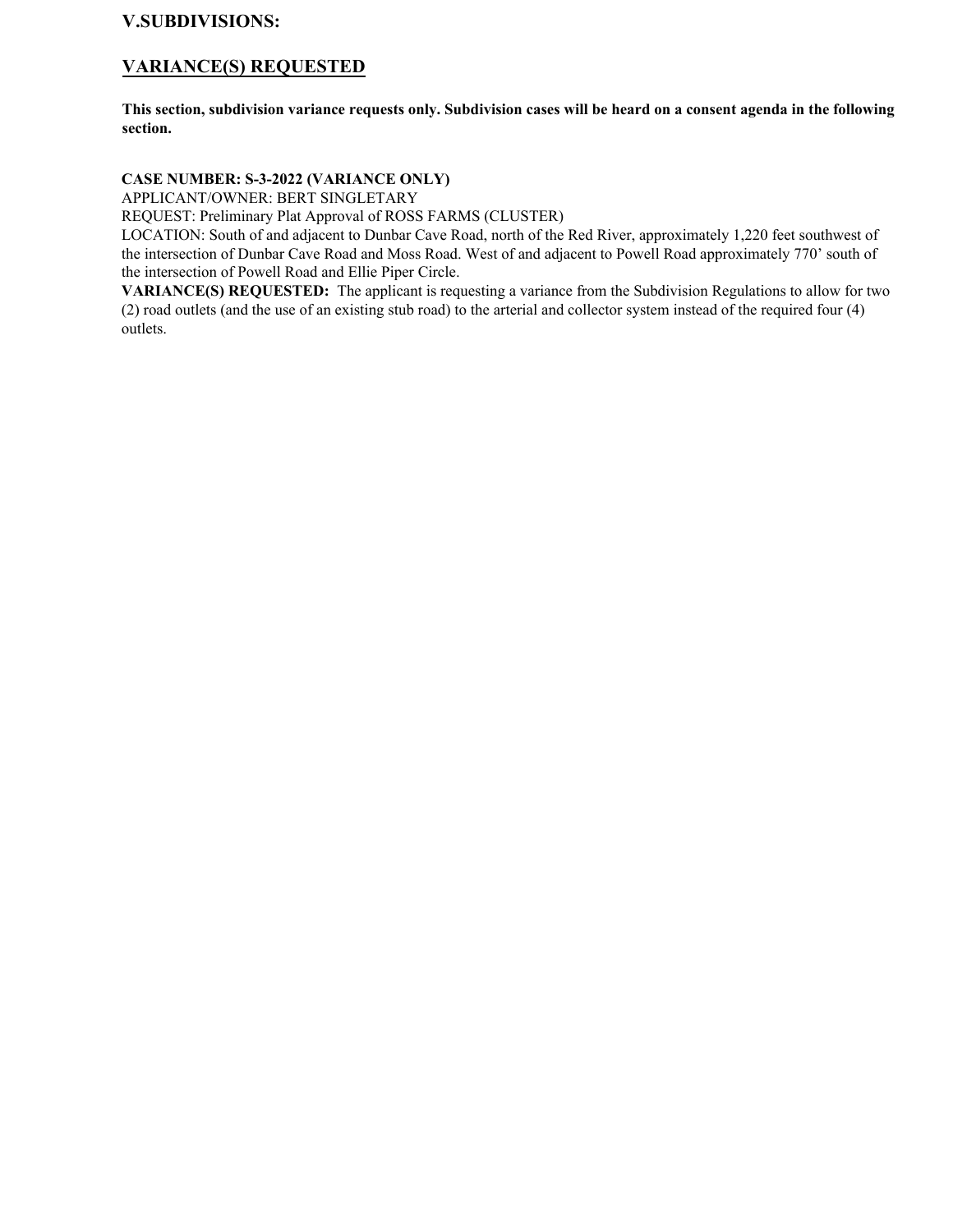## V.SUBDIVISIONS:

## VARIANCE(S) REQUESTED

**This section, subdivision variance requests only. Subdivision cases will be heard on a consent agenda in the following section.**

**CASE NUMBER: S-3-2022 (VARIANCE ONLY)**
APPLICANT/OWNER: BERT SINGLETARY
REQUEST: Preliminary Plat Approval of ROSS FARMS (CLUSTER)
LOCATION: South of and adjacent to Dunbar Cave Road, north of the Red River, approximately 1,220 feet southwest of the intersection of Dunbar Cave Road and Moss Road. West of and adjacent to Powell Road approximately 770' south of the intersection of Powell Road and Ellie Piper Circle.
**VARIANCE(S) REQUESTED:** The applicant is requesting a variance from the Subdivision Regulations to allow for two (2) road outlets (and the use of an existing stub road) to the arterial and collector system instead of the required four (4) outlets.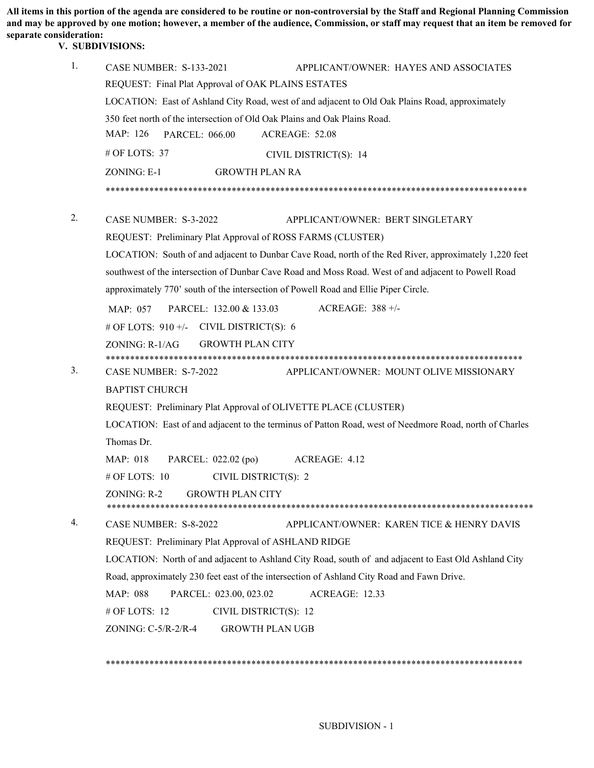**All items in this portion of the agenda are considered to be routine or non-controversial by the Staff and Regional Planning Commission and may be approved by one motion; however, a member of the audience, Commission, or staff may request that an item be removed for separate consideration:**

## V. SUBDIVISIONS:

1. CASE NUMBER: S-133-2021 APPLICANT/OWNER: HAYES AND ASSOCIATES
   REQUEST: Final Plat Approval of OAK PLAINS ESTATES
   LOCATION: East of Ashland City Road, west of and adjacent to Old Oak Plains Road, approximately 350 feet north of the intersection of Old Oak Plains and Oak Plains Road.
   MAP: 126 PARCEL: 066.00 ACREAGE: 52.08
   # OF LOTS: 37 CIVIL DISTRICT(S): 14
   ZONING: E-1 GROWTH PLAN RA

******************************************************************************************

2. CASE NUMBER: S-3-2022 APPLICANT/OWNER: BERT SINGLETARY
   REQUEST: Preliminary Plat Approval of ROSS FARMS (CLUSTER)
   LOCATION: South of and adjacent to Dunbar Cave Road, north of the Red River, approximately 1,220 feet southwest of the intersection of Dunbar Cave Road and Moss Road. West of and adjacent to Powell Road approximately 770' south of the intersection of Powell Road and Ellie Piper Circle.
   MAP: 057 PARCEL: 132.00 & 133.03 ACREAGE: 388 +/-
   # OF LOTS: 910 +/- CIVIL DISTRICT(S): 6
   ZONING: R-1/AG GROWTH PLAN CITY

******************************************************************************************

3. CASE NUMBER: S-7-2022 APPLICANT/OWNER: MOUNT OLIVE MISSIONARY BAPTIST CHURCH
   REQUEST: Preliminary Plat Approval of OLIVETTE PLACE (CLUSTER)
   LOCATION: East of and adjacent to the terminus of Patton Road, west of Needmore Road, north of Charles Thomas Dr.
   MAP: 018 PARCEL: 022.02 (po) ACREAGE: 4.12
   # OF LOTS: 10 CIVIL DISTRICT(S): 2
   ZONING: R-2 GROWTH PLAN CITY

******************************************************************************************

4. CASE NUMBER: S-8-2022 APPLICANT/OWNER: KAREN TICE & HENRY DAVIS
   REQUEST: Preliminary Plat Approval of ASHLAND RIDGE
   LOCATION: North of and adjacent to Ashland City Road, south of and adjacent to East Old Ashland City Road, approximately 230 feet east of the intersection of Ashland City Road and Fawn Drive.
   MAP: 088 PARCEL: 023.00, 023.02 ACREAGE: 12.33
   # OF LOTS: 12 CIVIL DISTRICT(S): 12
   ZONING: C-5/R-2/R-4 GROWTH PLAN UGB

******************************************************************************************

SUBDIVISION - 1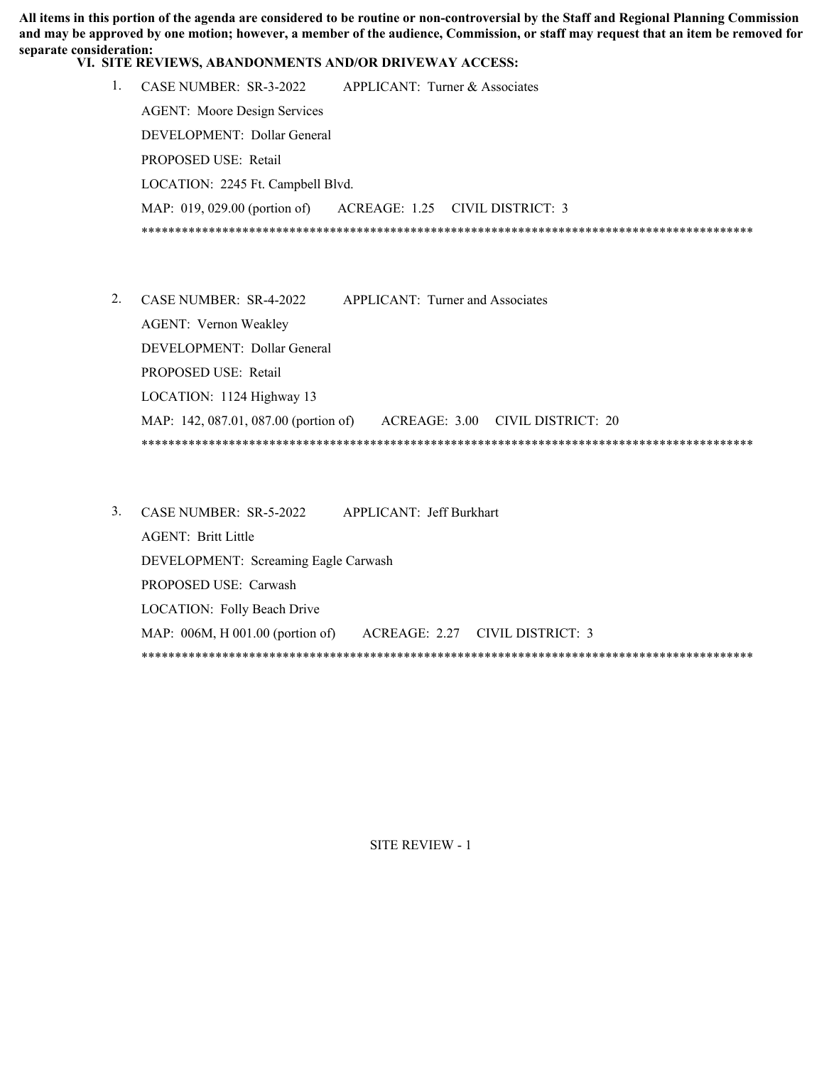**All items in this portion of the agenda are considered to be routine or non-controversial by the Staff and Regional Planning Commission and may be approved by one motion; however, a member of the audience, Commission, or staff may request that an item be removed for separate consideration:**

## VI. SITE REVIEWS, ABANDONMENTS AND/OR DRIVEWAY ACCESS:

1. CASE NUMBER: SR-3-2022 APPLICANT: Turner & Associates
   AGENT: Moore Design Services
   DEVELOPMENT: Dollar General
   PROPOSED USE: Retail
   LOCATION: 2245 Ft. Campbell Blvd.
   MAP: 019, 029.00 (portion of) ACREAGE: 1.25 CIVIL DISTRICT: 3
   ***********************************************************************************************

2. CASE NUMBER: SR-4-2022 APPLICANT: Turner and Associates
   AGENT: Vernon Weakley
   DEVELOPMENT: Dollar General
   PROPOSED USE: Retail
   LOCATION: 1124 Highway 13
   MAP: 142, 087.01, 087.00 (portion of) ACREAGE: 3.00 CIVIL DISTRICT: 20
   ***********************************************************************************************

3. CASE NUMBER: SR-5-2022 APPLICANT: Jeff Burkhart
   AGENT: Britt Little
   DEVELOPMENT: Screaming Eagle Carwash
   PROPOSED USE: Carwash
   LOCATION: Folly Beach Drive
   MAP: 006M, H 001.00 (portion of) ACREAGE: 2.27 CIVIL DISTRICT: 3
   ***********************************************************************************************

SITE REVIEW - 1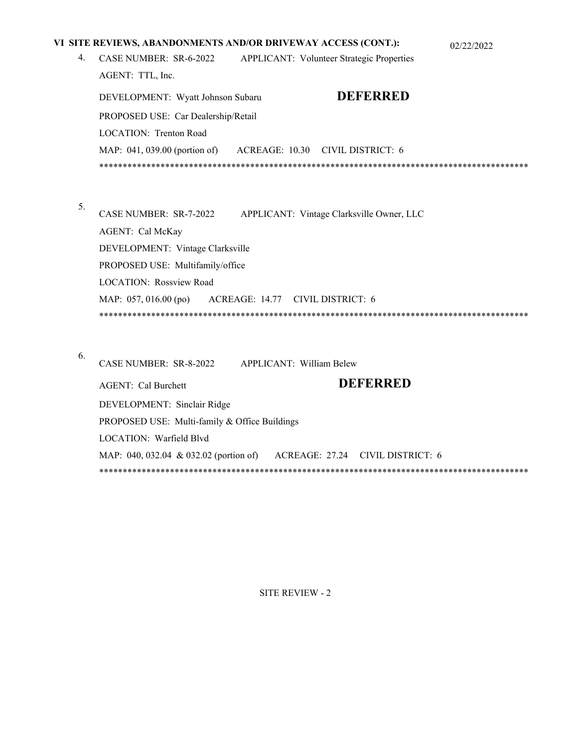**VI SITE REVIEWS, ABANDONMENTS AND/OR DRIVEWAY ACCESS (CONT.):** 02/22/2022

4. CASE NUMBER: SR-6-2022 APPLICANT: Volunteer Strategic Properties

   AGENT: TTL, Inc.

   DEVELOPMENT: Wyatt Johnson Subaru **DEFERRED**

   PROPOSED USE: Car Dealership/Retail

   LOCATION: Trenton Road

   MAP: 041, 039.00 (portion of) ACREAGE: 10.30 CIVIL DISTRICT: 6

   ******************************************************************************************

5. CASE NUMBER: SR-7-2022 APPLICANT: Vintage Clarksville Owner, LLC

   AGENT: Cal McKay

   DEVELOPMENT: Vintage Clarksville

   PROPOSED USE: Multifamily/office

   LOCATION: Rossview Road

   MAP: 057, 016.00 (po) ACREAGE: 14.77 CIVIL DISTRICT: 6

   ******************************************************************************************

6. CASE NUMBER: SR-8-2022 APPLICANT: William Belew

   AGENT: Cal Burchett **DEFERRED**

   DEVELOPMENT: Sinclair Ridge

   PROPOSED USE: Multi-family & Office Buildings

   LOCATION: Warfield Blvd

   MAP: 040, 032.04 & 032.02 (portion of) ACREAGE: 27.24 CIVIL DISTRICT: 6

   ******************************************************************************************

SITE REVIEW - 2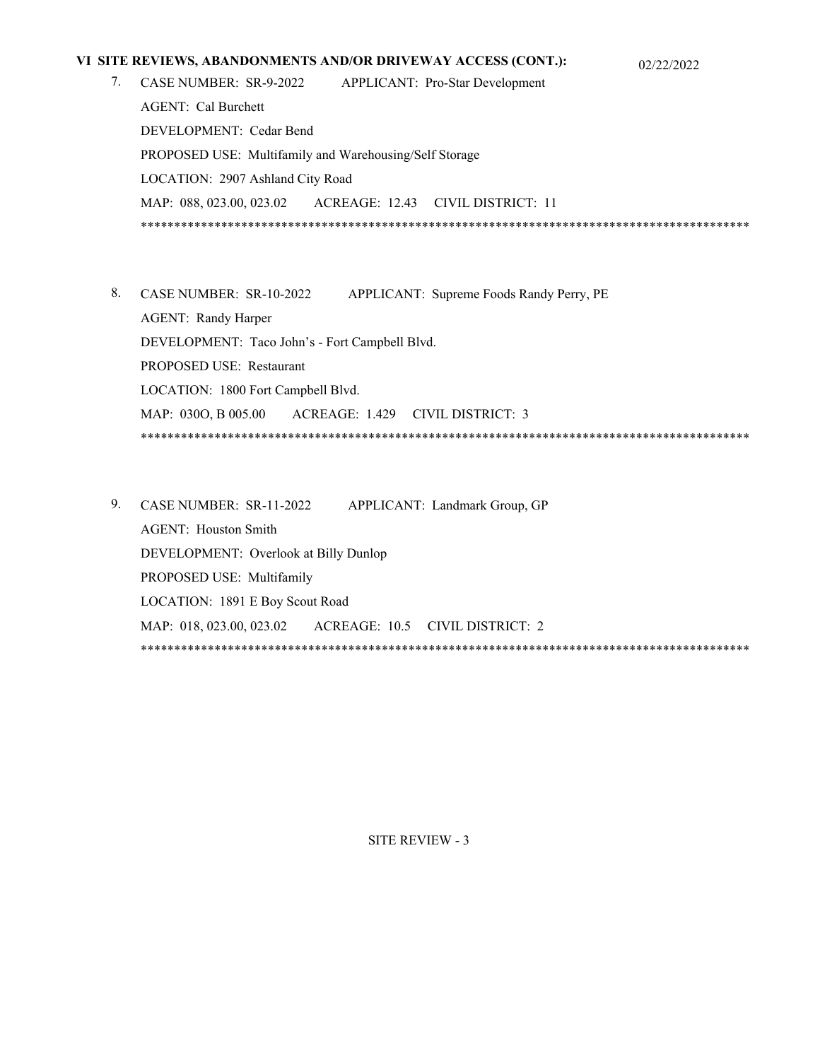## VI SITE REVIEWS, ABANDONMENTS AND/OR DRIVEWAY ACCESS (CONT.):

02/22/2022

7. CASE NUMBER: SR-9-2022 APPLICANT: Pro-Star Development
   AGENT: Cal Burchett
   DEVELOPMENT: Cedar Bend
   PROPOSED USE: Multifamily and Warehousing/Self Storage
   LOCATION: 2907 Ashland City Road
   MAP: 088, 023.00, 023.02 ACREAGE: 12.43 CIVIL DISTRICT: 11

*****************************************************************************************

8. CASE NUMBER: SR-10-2022 APPLICANT: Supreme Foods Randy Perry, PE
   AGENT: Randy Harper
   DEVELOPMENT: Taco John's - Fort Campbell Blvd.
   PROPOSED USE: Restaurant
   LOCATION: 1800 Fort Campbell Blvd.
   MAP: 030O, B 005.00 ACREAGE: 1.429 CIVIL DISTRICT: 3

*****************************************************************************************

9. CASE NUMBER: SR-11-2022 APPLICANT: Landmark Group, GP
   AGENT: Houston Smith
   DEVELOPMENT: Overlook at Billy Dunlop
   PROPOSED USE: Multifamily
   LOCATION: 1891 E Boy Scout Road
   MAP: 018, 023.00, 023.02 ACREAGE: 10.5 CIVIL DISTRICT: 2

*****************************************************************************************

SITE REVIEW - 3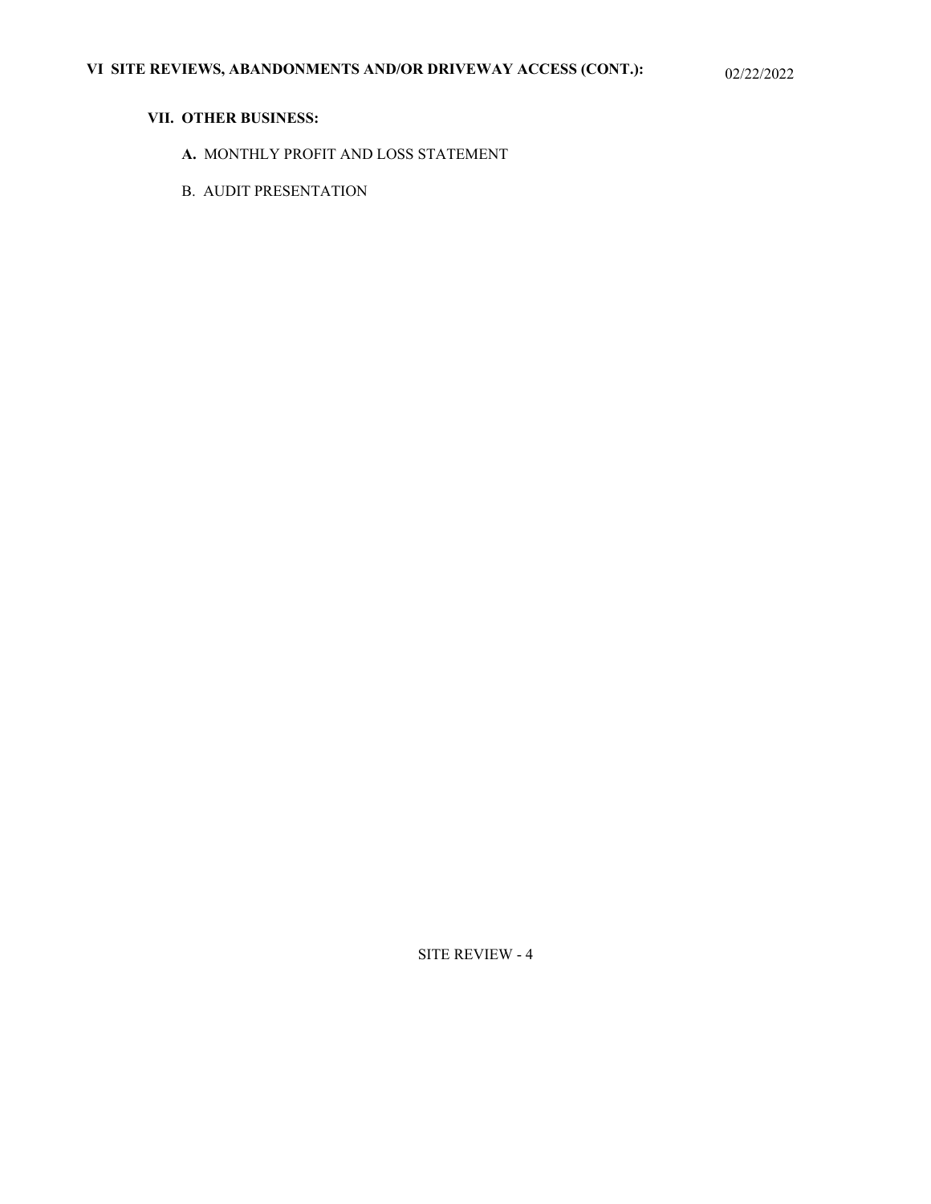**VI SITE REVIEWS, ABANDONMENTS AND/OR DRIVEWAY ACCESS (CONT.):** 02/22/2022

## VII. OTHER BUSINESS:

**A.** MONTHLY PROFIT AND LOSS STATEMENT

B. AUDIT PRESENTATION